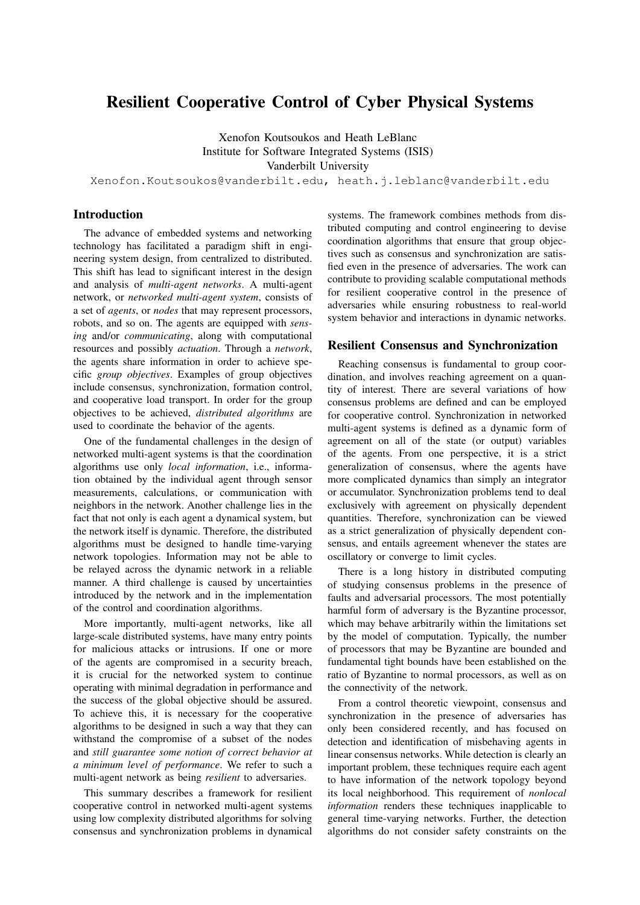# Resilient Cooperative Control of Cyber Physical Systems

Xenofon Koutsoukos and Heath LeBlanc
Institute for Software Integrated Systems (ISIS)
Vanderbilt University
Xenofon.Koutsoukos@vanderbilt.edu, heath.j.leblanc@vanderbilt.edu

## Introduction

The advance of embedded systems and networking technology has facilitated a paradigm shift in engineering system design, from centralized to distributed. This shift has lead to significant interest in the design and analysis of *multi-agent networks*. A multi-agent network, or *networked multi-agent system*, consists of a set of *agents*, or *nodes* that may represent processors, robots, and so on. The agents are equipped with *sensing* and/or *communicating*, along with computational resources and possibly *actuation*. Through a *network*, the agents share information in order to achieve specific *group objectives*. Examples of group objectives include consensus, synchronization, formation control, and cooperative load transport. In order for the group objectives to be achieved, *distributed algorithms* are used to coordinate the behavior of the agents.

One of the fundamental challenges in the design of networked multi-agent systems is that the coordination algorithms use only *local information*, i.e., information obtained by the individual agent through sensor measurements, calculations, or communication with neighbors in the network. Another challenge lies in the fact that not only is each agent a dynamical system, but the network itself is dynamic. Therefore, the distributed algorithms must be designed to handle time-varying network topologies. Information may not be able to be relayed across the dynamic network in a reliable manner. A third challenge is caused by uncertainties introduced by the network and in the implementation of the control and coordination algorithms.

More importantly, multi-agent networks, like all large-scale distributed systems, have many entry points for malicious attacks or intrusions. If one or more of the agents are compromised in a security breach, it is crucial for the networked system to continue operating with minimal degradation in performance and the success of the global objective should be assured. To achieve this, it is necessary for the cooperative algorithms to be designed in such a way that they can withstand the compromise of a subset of the nodes and *still guarantee some notion of correct behavior at a minimum level of performance*. We refer to such a multi-agent network as being *resilient* to adversaries.

This summary describes a framework for resilient cooperative control in networked multi-agent systems using low complexity distributed algorithms for solving consensus and synchronization problems in dynamical systems. The framework combines methods from distributed computing and control engineering to devise coordination algorithms that ensure that group objectives such as consensus and synchronization are satisfied even in the presence of adversaries. The work can contribute to providing scalable computational methods for resilient cooperative control in the presence of adversaries while ensuring robustness to real-world system behavior and interactions in dynamic networks.

## Resilient Consensus and Synchronization

Reaching consensus is fundamental to group coordination, and involves reaching agreement on a quantity of interest. There are several variations of how consensus problems are defined and can be employed for cooperative control. Synchronization in networked multi-agent systems is defined as a dynamic form of agreement on all of the state (or output) variables of the agents. From one perspective, it is a strict generalization of consensus, where the agents have more complicated dynamics than simply an integrator or accumulator. Synchronization problems tend to deal exclusively with agreement on physically dependent quantities. Therefore, synchronization can be viewed as a strict generalization of physically dependent consensus, and entails agreement whenever the states are oscillatory or converge to limit cycles.

There is a long history in distributed computing of studying consensus problems in the presence of faults and adversarial processors. The most potentially harmful form of adversary is the Byzantine processor, which may behave arbitrarily within the limitations set by the model of computation. Typically, the number of processors that may be Byzantine are bounded and fundamental tight bounds have been established on the ratio of Byzantine to normal processors, as well as on the connectivity of the network.

From a control theoretic viewpoint, consensus and synchronization in the presence of adversaries has only been considered recently, and has focused on detection and identification of misbehaving agents in linear consensus networks. While detection is clearly an important problem, these techniques require each agent to have information of the network topology beyond its local neighborhood. This requirement of *nonlocal information* renders these techniques inapplicable to general time-varying networks. Further, the detection algorithms do not consider safety constraints on the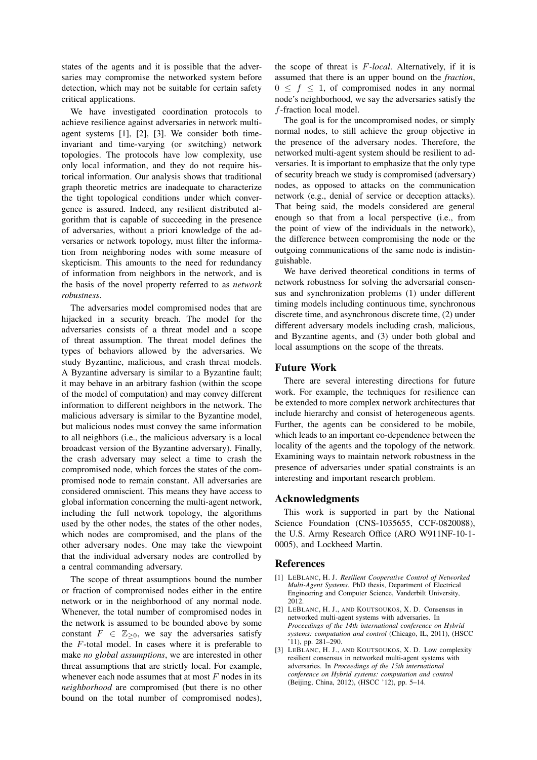states of the agents and it is possible that the adversaries may compromise the networked system before detection, which may not be suitable for certain safety critical applications.

We have investigated coordination protocols to achieve resilience against adversaries in network multi-agent systems [1], [2], [3]. We consider both time-invariant and time-varying (or switching) network topologies. The protocols have low complexity, use only local information, and they do not require historical information. Our analysis shows that traditional graph theoretic metrics are inadequate to characterize the tight topological conditions under which convergence is assured. Indeed, any resilient distributed algorithm that is capable of succeeding in the presence of adversaries, without a priori knowledge of the adversaries or network topology, must filter the information from neighboring nodes with some measure of skepticism. This amounts to the need for redundancy of information from neighbors in the network, and is the basis of the novel property referred to as *network robustness*.

The adversaries model compromised nodes that are hijacked in a security breach. The model for the adversaries consists of a threat model and a scope of threat assumption. The threat model defines the types of behaviors allowed by the adversaries. We study Byzantine, malicious, and crash threat models. A Byzantine adversary is similar to a Byzantine fault; it may behave in an arbitrary fashion (within the scope of the model of computation) and may convey different information to different neighbors in the network. The malicious adversary is similar to the Byzantine model, but malicious nodes must convey the same information to all neighbors (i.e., the malicious adversary is a local broadcast version of the Byzantine adversary). Finally, the crash adversary may select a time to crash the compromised node, which forces the states of the compromised node to remain constant. All adversaries are considered omniscient. This means they have access to global information concerning the multi-agent network, including the full network topology, the algorithms used by the other nodes, the states of the other nodes, which nodes are compromised, and the plans of the other adversary nodes. One may take the viewpoint that the individual adversary nodes are controlled by a central commanding adversary.

The scope of threat assumptions bound the number or fraction of compromised nodes either in the entire network or in the neighborhood of any normal node. Whenever, the total number of compromised nodes in the network is assumed to be bounded above by some constant $F \in \mathbb{Z}_{\geq 0}$, we say the adversaries satisfy the $F$-total model. In cases where it is preferable to make *no global assumptions*, we are interested in other threat assumptions that are strictly local. For example, whenever each node assumes that at most $F$ nodes in its *neighborhood* are compromised (but there is no other bound on the total number of compromised nodes), the scope of threat is $F$*-local*. Alternatively, if it is assumed that there is an upper bound on the *fraction*, $0 \leq f \leq 1$, of compromised nodes in any normal node's neighborhood, we say the adversaries satisfy the $f$-fraction local model.

The goal is for the uncompromised nodes, or simply normal nodes, to still achieve the group objective in the presence of the adversary nodes. Therefore, the networked multi-agent system should be resilient to adversaries. It is important to emphasize that the only type of security breach we study is compromised (adversary) nodes, as opposed to attacks on the communication network (e.g., denial of service or deception attacks). That being said, the models considered are general enough so that from a local perspective (i.e., from the point of view of the individuals in the network), the difference between compromising the node or the outgoing communications of the same node is indistinguishable.

We have derived theoretical conditions in terms of network robustness for solving the adversarial consensus and synchronization problems (1) under different timing models including continuous time, synchronous discrete time, and asynchronous discrete time, (2) under different adversary models including crash, malicious, and Byzantine agents, and (3) under both global and local assumptions on the scope of the threats.

## Future Work

There are several interesting directions for future work. For example, the techniques for resilience can be extended to more complex network architectures that include hierarchy and consist of heterogeneous agents. Further, the agents can be considered to be mobile, which leads to an important co-dependence between the locality of the agents and the topology of the network. Examining ways to maintain network robustness in the presence of adversaries under spatial constraints is an interesting and important research problem.

## Acknowledgments

This work is supported in part by the National Science Foundation (CNS-1035655, CCF-0820088), the U.S. Army Research Office (ARO W911NF-10-1-0005), and Lockheed Martin.

## References

[1] LeBlanc, H. J. *Resilient Cooperative Control of Networked Multi-Agent Systems*. PhD thesis, Department of Electrical Engineering and Computer Science, Vanderbilt University, 2012.

[2] LeBlanc, H. J., and Koutsoukos, X. D. Consensus in networked multi-agent systems with adversaries. In *Proceedings of the 14th international conference on Hybrid systems: computation and control* (Chicago, IL, 2011), (HSCC '11), pp. 281–290.

[3] LeBlanc, H. J., and Koutsoukos, X. D. Low complexity resilient consensus in networked multi-agent systems with adversaries. In *Proceedings of the 15th international conference on Hybrid systems: computation and control* (Beijing, China, 2012), (HSCC '12), pp. 5–14.